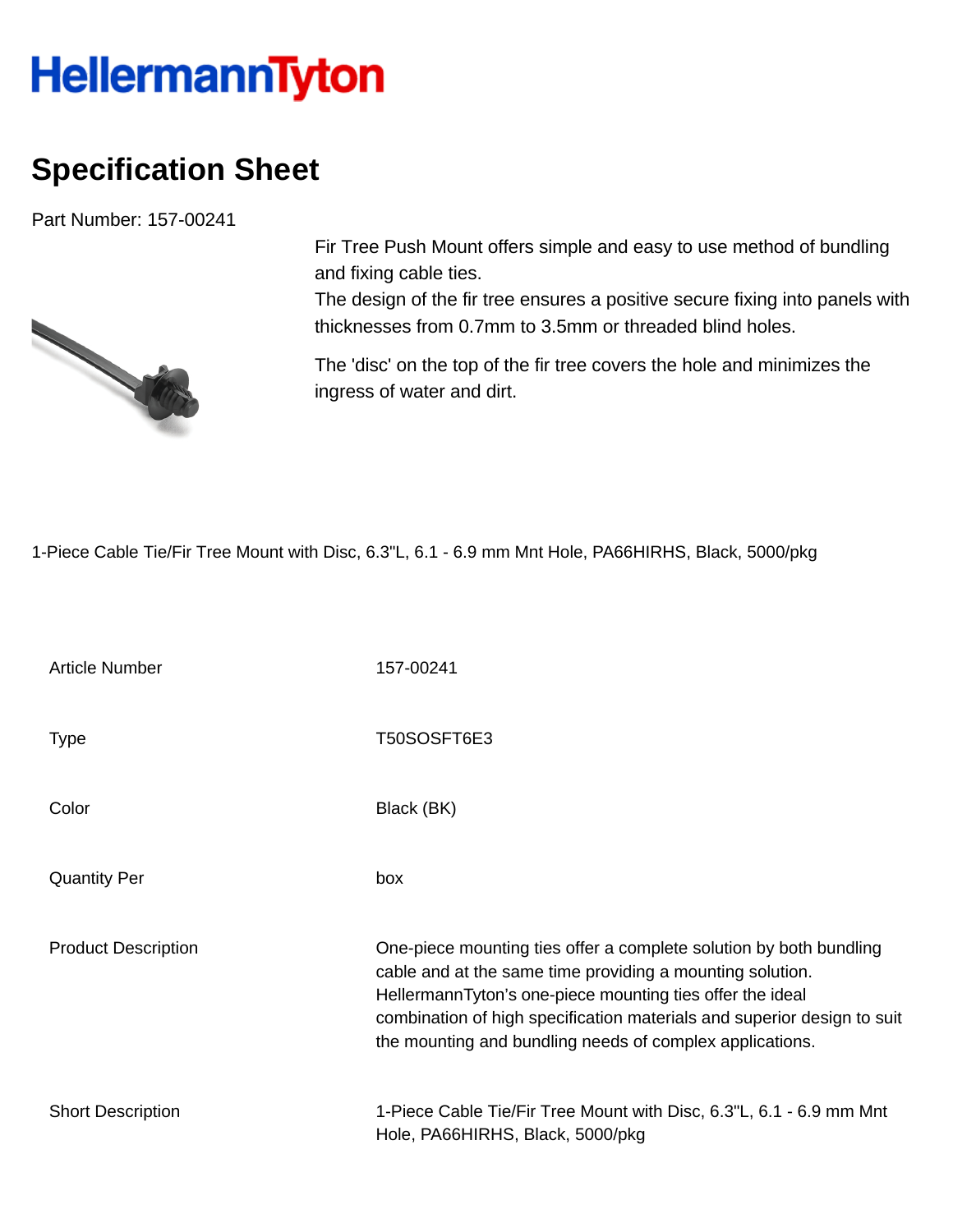HellermannTyton

# Specification Sheet

Part Number: 157-00241

Fir Tree Push Mount offers simple and easy to use method of bundling and fixing cable ties.
The design of the fir tree ensures a positive secure fixing into panels with thicknesses from 0.7mm to 3.5mm or threaded blind holes.

The 'disc' on the top of the fir tree covers the hole and minimizes the ingress of water and dirt.

1-Piece Cable Tie/Fir Tree Mount with Disc, 6.3"L, 6.1 - 6.9 mm Mnt Hole, PA66HIRHS, Black, 5000/pkg

| | |
|---|---|
| Article Number | 157-00241 |
| Type | T50SOSFT6E3 |
| Color | Black (BK) |
| Quantity Per | box |
| Product Description | One-piece mounting ties offer a complete solution by both bundling cable and at the same time providing a mounting solution. HellermannTyton's one-piece mounting ties offer the ideal combination of high specification materials and superior design to suit the mounting and bundling needs of complex applications. |
| Short Description | 1-Piece Cable Tie/Fir Tree Mount with Disc, 6.3"L, 6.1 - 6.9 mm Mnt Hole, PA66HIRHS, Black, 5000/pkg |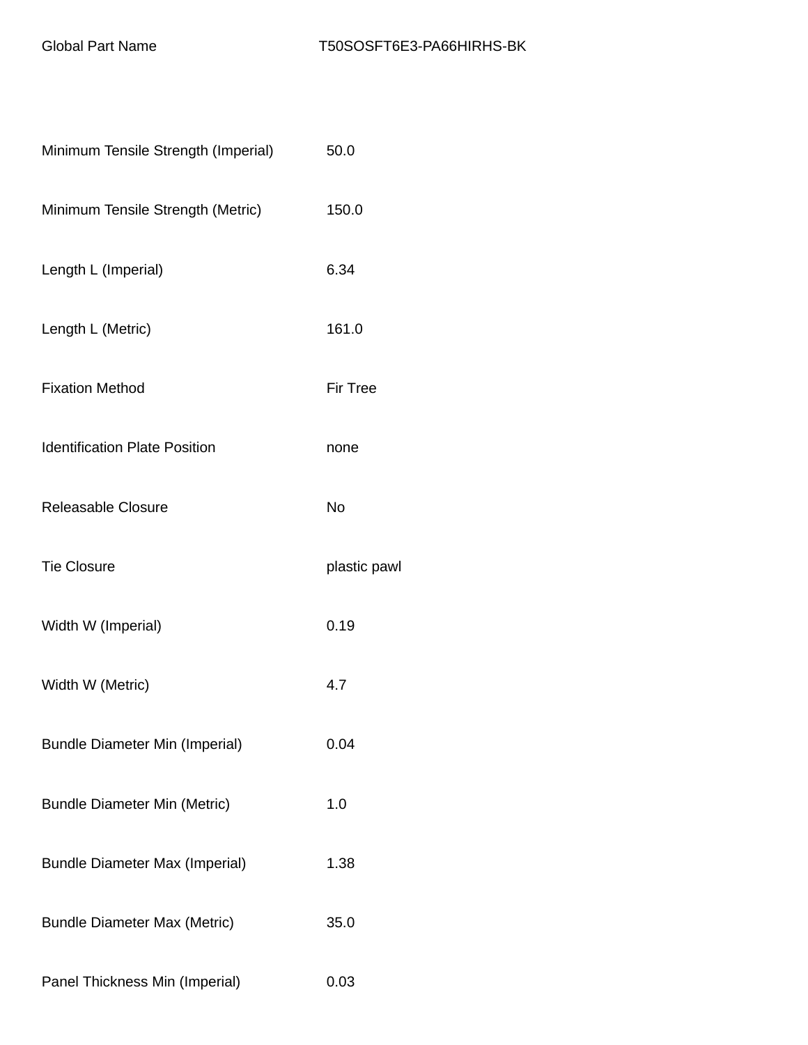| | |
|---|---|
| Global Part Name | T50SOSFT6E3-PA66HIRHS-BK |
| Minimum Tensile Strength (Imperial) | 50.0 |
| Minimum Tensile Strength (Metric) | 150.0 |
| Length L (Imperial) | 6.34 |
| Length L (Metric) | 161.0 |
| Fixation Method | Fir Tree |
| Identification Plate Position | none |
| Releasable Closure | No |
| Tie Closure | plastic pawl |
| Width W (Imperial) | 0.19 |
| Width W (Metric) | 4.7 |
| Bundle Diameter Min (Imperial) | 0.04 |
| Bundle Diameter Min (Metric) | 1.0 |
| Bundle Diameter Max (Imperial) | 1.38 |
| Bundle Diameter Max (Metric) | 35.0 |
| Panel Thickness Min (Imperial) | 0.03 |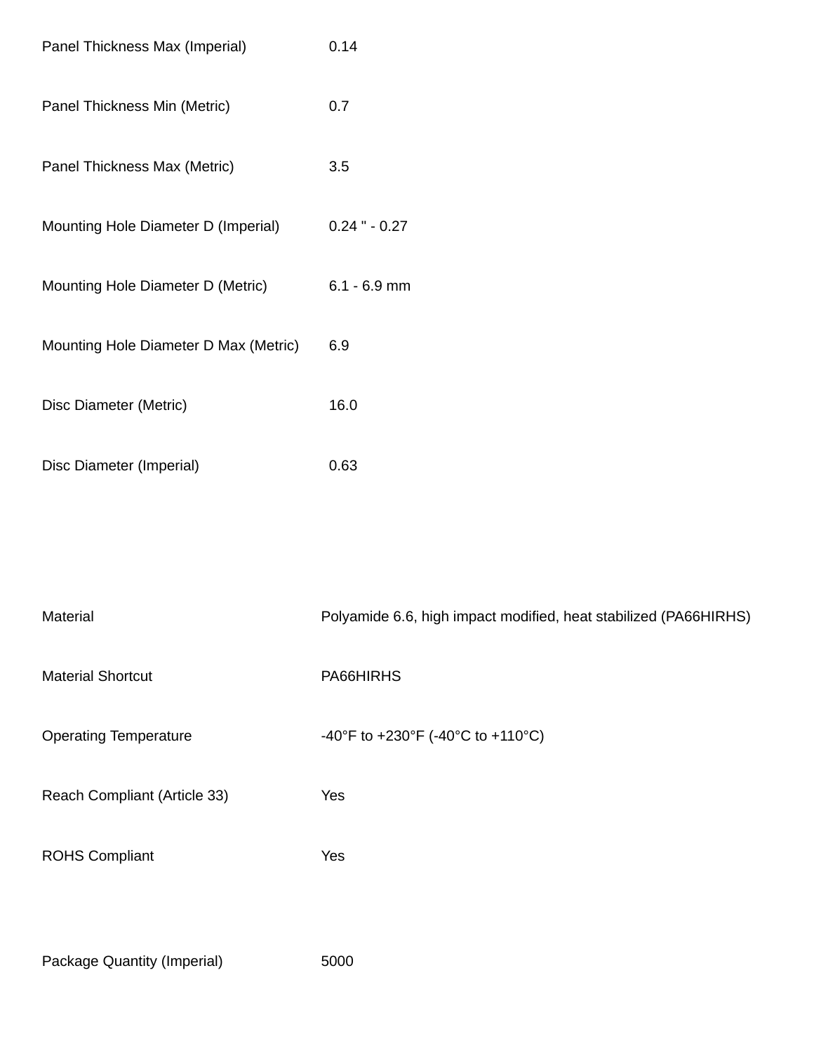| | |
|---|---|
| Panel Thickness Max (Imperial) | 0.14 |
| Panel Thickness Min (Metric) | 0.7 |
| Panel Thickness Max (Metric) | 3.5 |
| Mounting Hole Diameter D (Imperial) | 0.24 " - 0.27 |
| Mounting Hole Diameter D (Metric) | 6.1 - 6.9 mm |
| Mounting Hole Diameter D Max (Metric) | 6.9 |
| Disc Diameter (Metric) | 16.0 |
| Disc Diameter (Imperial) | 0.63 |

| | |
|---|---|
| Material | Polyamide 6.6, high impact modified, heat stabilized (PA66HIRHS) |
| Material Shortcut | PA66HIRHS |
| Operating Temperature | -40°F to +230°F (-40°C to +110°C) |
| Reach Compliant (Article 33) | Yes |
| ROHS Compliant | Yes |

| | |
|---|---|
| Package Quantity (Imperial) | 5000 |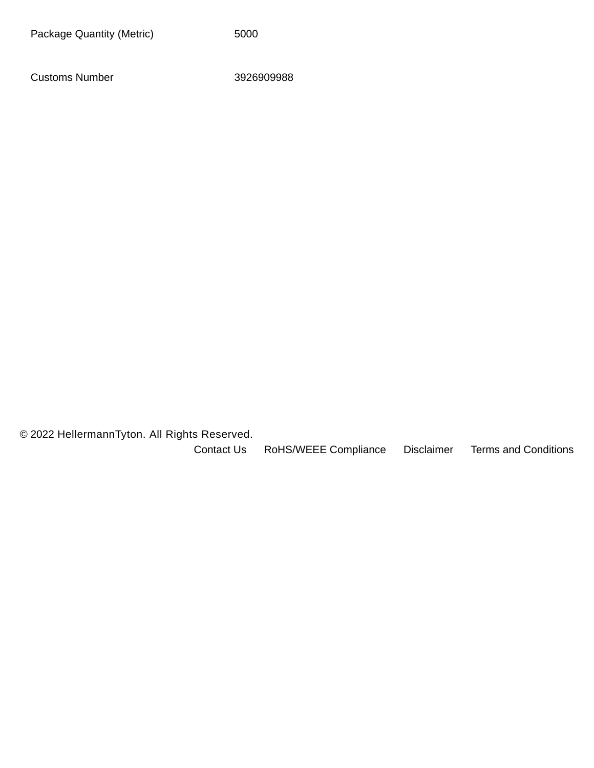| | |
|---|---|
| Package Quantity (Metric) | 5000 |
| Customs Number | 3926909988 |

© 2022 HellermannTyton. All Rights Reserved.

Contact Us RoHS/WEEE Compliance Disclaimer Terms and Conditions